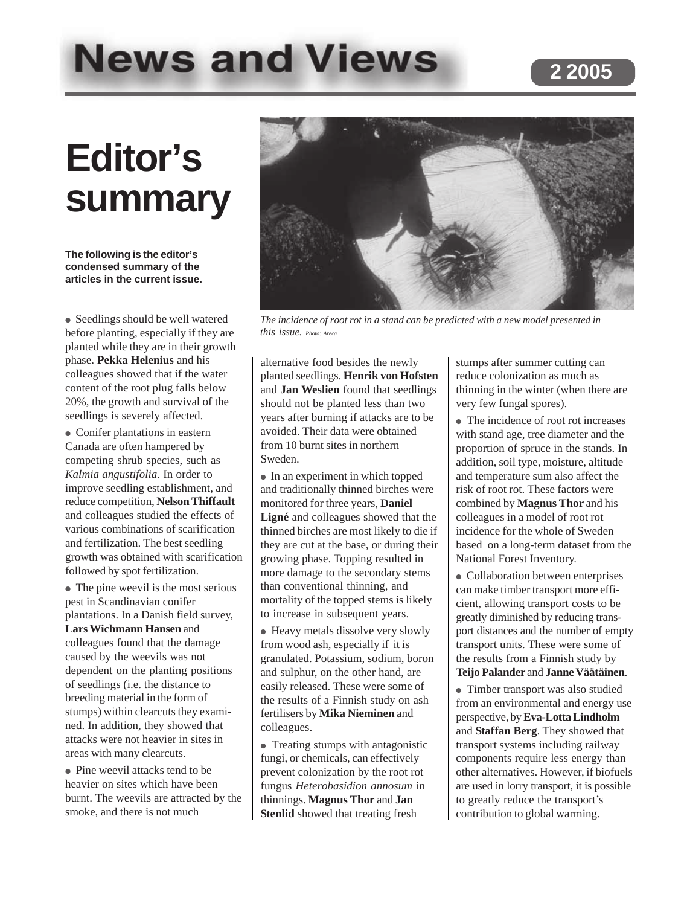# News and Views

2 2005

# Editor's summary

**The following is the editor's condensed summary of the articles in the current issue.**

The incidence of root rot in a stand can be predicted with a new model presented in this issue. *Photo: Areca*

- Seedlings should be well watered before planting, especially if they are planted while they are in their growth phase. **Pekka Helenius** and his colleagues showed that if the water content of the root plug falls below 20%, the growth and survival of the seedlings is severely affected.

- Conifer plantations in eastern Canada are often hampered by competing shrub species, such as *Kalmia angustifolia*. In order to improve seedling establishment, and reduce competition, **Nelson Thiffault** and colleagues studied the effects of various combinations of scarification and fertilization. The best seedling growth was obtained with scarification followed by spot fertilization.

- The pine weevil is the most serious pest in Scandinavian conifer plantations. In a Danish field survey, **Lars Wichmann Hansen** and colleagues found that the damage caused by the weevils was not dependent on the planting positions of seedlings (i.e. the distance to breeding material in the form of stumps) within clearcuts they examined. In addition, they showed that attacks were not heavier in sites in areas with many clearcuts.

- Pine weevil attacks tend to be heavier on sites which have been burnt. The weevils are attracted by the smoke, and there is not much alternative food besides the newly planted seedlings. **Henrik von Hofsten** and **Jan Weslien** found that seedlings should not be planted less than two years after burning if attacks are to be avoided. Their data were obtained from 10 burnt sites in northern Sweden.

- In an experiment in which topped and traditionally thinned birches were monitored for three years, **Daniel Ligné** and colleagues showed that the thinned birches are most likely to die if they are cut at the base, or during their growing phase. Topping resulted in more damage to the secondary stems than conventional thinning, and mortality of the topped stems is likely to increase in subsequent years.

- Heavy metals dissolve very slowly from wood ash, especially if it is granulated. Potassium, sodium, boron and sulphur, on the other hand, are easily released. These were some of the results of a Finnish study on ash fertilisers by **Mika Nieminen** and colleagues.

- Treating stumps with antagonistic fungi, or chemicals, can effectively prevent colonization by the root rot fungus *Heterobasidion annosum* in thinnings. **Magnus Thor** and **Jan Stenlid** showed that treating fresh stumps after summer cutting can reduce colonization as much as thinning in the winter (when there are very few fungal spores).

- The incidence of root rot increases with stand age, tree diameter and the proportion of spruce in the stands. In addition, soil type, moisture, altitude and temperature sum also affect the risk of root rot. These factors were combined by **Magnus Thor** and his colleagues in a model of root rot incidence for the whole of Sweden based on a long-term dataset from the National Forest Inventory.

- Collaboration between enterprises can make timber transport more efficient, allowing transport costs to be greatly diminished by reducing transport distances and the number of empty transport units. These were some of the results from a Finnish study by **Teijo Palander** and **Janne Väätäinen**.

- Timber transport was also studied from an environmental and energy use perspective, by **Eva-Lotta Lindholm** and **Staffan Berg**. They showed that transport systems including railway components require less energy than other alternatives. However, if biofuels are used in lorry transport, it is possible to greatly reduce the transport's contribution to global warming.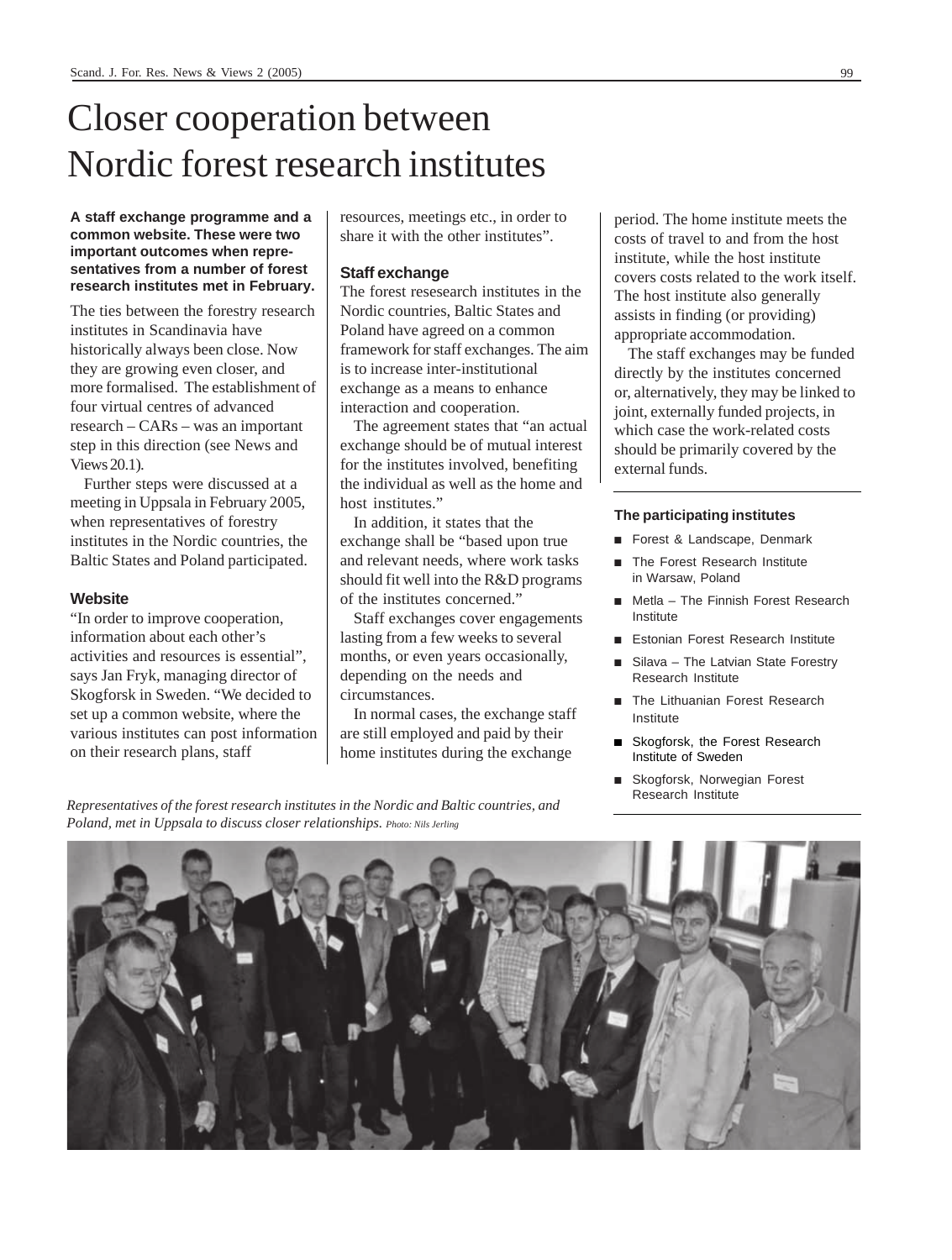# Closer cooperation between Nordic forest research institutes

**A staff exchange programme and a common website. These were two important outcomes when representatives from a number of forest research institutes met in February.**

The ties between the forestry research institutes in Scandinavia have historically always been close. Now they are growing even closer, and more formalised. The establishment of four virtual centres of advanced research – CARs – was an important step in this direction (see News and Views 20.1).

Further steps were discussed at a meeting in Uppsala in February 2005, when representatives of forestry institutes in the Nordic countries, the Baltic States and Poland participated.

### Website

"In order to improve cooperation, information about each other's activities and resources is essential", says Jan Fryk, managing director of Skogforsk in Sweden. "We decided to set up a common website, where the various institutes can post information on their research plans, staff resources, meetings etc., in order to share it with the other institutes".

### Staff exchange

The forest resesearch institutes in the Nordic countries, Baltic States and Poland have agreed on a common framework for staff exchanges. The aim is to increase inter-institutional exchange as a means to enhance interaction and cooperation.

The agreement states that "an actual exchange should be of mutual interest for the institutes involved, benefiting the individual as well as the home and host institutes."

In addition, it states that the exchange shall be "based upon true and relevant needs, where work tasks should fit well into the R&D programs of the institutes concerned."

Staff exchanges cover engagements lasting from a few weeks to several months, or even years occasionally, depending on the needs and circumstances.

In normal cases, the exchange staff are still employed and paid by their home institutes during the exchange period. The home institute meets the costs of travel to and from the host institute, while the host institute covers costs related to the work itself. The host institute also generally assists in finding (or providing) appropriate accommodation.

The staff exchanges may be funded directly by the institutes concerned or, alternatively, they may be linked to joint, externally funded projects, in which case the work-related costs should be primarily covered by the external funds.

### The participating institutes

- Forest & Landscape, Denmark
- The Forest Research Institute in Warsaw, Poland
- Metla – The Finnish Forest Research Institute
- Estonian Forest Research Institute
- Silava – The Latvian State Forestry Research Institute
- The Lithuanian Forest Research Institute
- Skogforsk, the Forest Research Institute of Sweden
- Skogforsk, Norwegian Forest Research Institute

*Representatives of the forest research institutes in the Nordic and Baltic countries, and Poland, met in Uppsala to discuss closer relationships. Photo: Nils Jerling*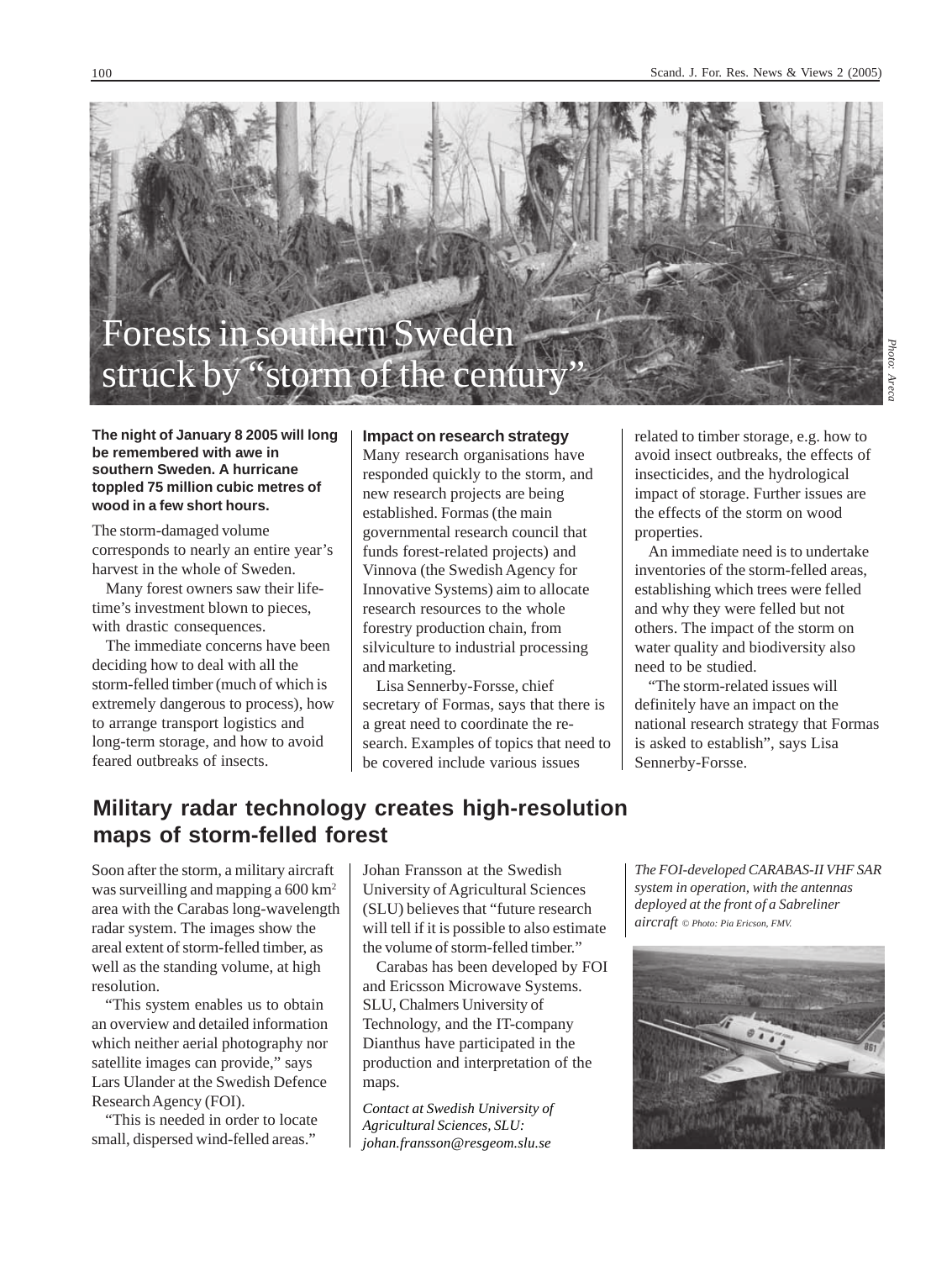# Forests in southern Sweden struck by "storm of the century"

Photo: Areca

**The night of January 8 2005 will long be remembered with awe in southern Sweden. A hurricane toppled 75 million cubic metres of wood in a few short hours.**

The storm-damaged volume corresponds to nearly an entire year's harvest in the whole of Sweden.

Many forest owners saw their life-time's investment blown to pieces, with drastic consequences.

The immediate concerns have been deciding how to deal with all the storm-felled timber (much of which is extremely dangerous to process), how to arrange transport logistics and long-term storage, and how to avoid feared outbreaks of insects.

### Impact on research strategy

Many research organisations have responded quickly to the storm, and new research projects are being established. Formas (the main governmental research council that funds forest-related projects) and Vinnova (the Swedish Agency for Innovative Systems) aim to allocate research resources to the whole forestry production chain, from silviculture to industrial processing and marketing.

Lisa Sennerby-Forsse, chief secretary of Formas, says that there is a great need to coordinate the research. Examples of topics that need to be covered include various issues related to timber storage, e.g. how to avoid insect outbreaks, the effects of insecticides, and the hydrological impact of storage. Further issues are the effects of the storm on wood properties.

An immediate need is to undertake inventories of the storm-felled areas, establishing which trees were felled and why they were felled but not others. The impact of the storm on water quality and biodiversity also need to be studied.

"The storm-related issues will definitely have an impact on the national research strategy that Formas is asked to establish", says Lisa Sennerby-Forsse.

## Military radar technology creates high-resolution maps of storm-felled forest

Soon after the storm, a military aircraft was surveilling and mapping a 600 km$^2$ area with the Carabas long-wavelength radar system. The images show the areal extent of storm-felled timber, as well as the standing volume, at high resolution.

"This system enables us to obtain an overview and detailed information which neither aerial photography nor satellite images can provide," says Lars Ulander at the Swedish Defence Research Agency (FOI).

"This is needed in order to locate small, dispersed wind-felled areas."

Johan Fransson at the Swedish University of Agricultural Sciences (SLU) believes that "future research will tell if it is possible to also estimate the volume of storm-felled timber."

Carabas has been developed by FOI and Ericsson Microwave Systems. SLU, Chalmers University of Technology, and the IT-company Dianthus have participated in the production and interpretation of the maps.

*Contact at Swedish University of Agricultural Sciences, SLU: johan.fransson@resgeom.slu.se*

*The FOI-developed CARABAS-II VHF SAR system in operation, with the antennas deployed at the front of a Sabreliner aircraft* © Photo: Pia Ericson, FMV.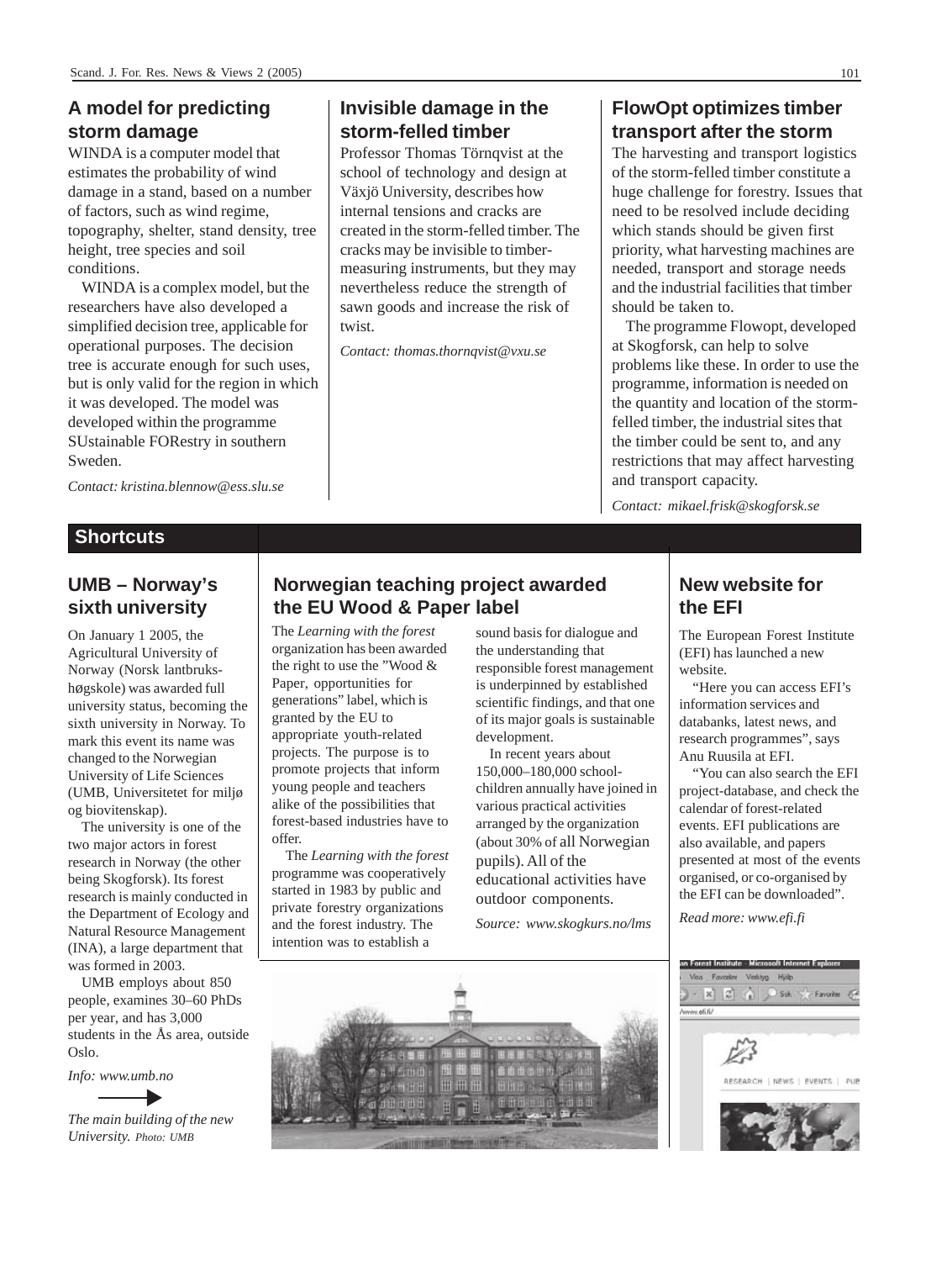## A model for predicting storm damage

WINDA is a computer model that estimates the probability of wind damage in a stand, based on a number of factors, such as wind regime, topography, shelter, stand density, tree height, tree species and soil conditions.

WINDA is a complex model, but the researchers have also developed a simplified decision tree, applicable for operational purposes. The decision tree is accurate enough for such uses, but is only valid for the region in which it was developed. The model was developed within the programme SUstainable FORestry in southern Sweden.

*Contact: kristina.blennow@ess.slu.se*

## Invisible damage in the storm-felled timber

Professor Thomas Törnqvist at the school of technology and design at Växjö University, describes how internal tensions and cracks are created in the storm-felled timber. The cracks may be invisible to timber-measuring instruments, but they may nevertheless reduce the strength of sawn goods and increase the risk of twist.

*Contact: thomas.thornqvist@vxu.se*

## FlowOpt optimizes timber transport after the storm

The harvesting and transport logistics of the storm-felled timber constitute a huge challenge for forestry. Issues that need to be resolved include deciding which stands should be given first priority, what harvesting machines are needed, transport and storage needs and the industrial facilities that timber should be taken to.

The programme Flowopt, developed at Skogforsk, can help to solve problems like these. In order to use the programme, information is needed on the quantity and location of the storm-felled timber, the industrial sites that the timber could be sent to, and any restrictions that may affect harvesting and transport capacity.

*Contact: mikael.frisk@skogforsk.se*

# Shortcuts

## UMB – Norway's sixth university

On January 1 2005, the Agricultural University of Norway (Norsk lantbruks-høgskole) was awarded full university status, becoming the sixth university in Norway. To mark this event its name was changed to the Norwegian University of Life Sciences (UMB, Universitetet for miljø og biovitenskap).

The university is one of the two major actors in forest research in Norway (the other being Skogforsk). Its forest research is mainly conducted in the Department of Ecology and Natural Resource Management (INA), a large department that was formed in 2003.

UMB employs about 850 people, examines 30–60 PhDs per year, and has 3,000 students in the Ås area, outside Oslo.

*Info: www.umb.no*

*The main building of the new University. Photo: UMB*

## Norwegian teaching project awarded the EU Wood & Paper label

The *Learning with the forest* organization has been awarded the right to use the "Wood & Paper, opportunities for generations" label, which is granted by the EU to appropriate youth-related projects. The purpose is to promote projects that inform young people and teachers alike of the possibilities that forest-based industries have to offer.

The *Learning with the forest* programme was cooperatively started in 1983 by public and private forestry organizations and the forest industry. The intention was to establish a sound basis for dialogue and the understanding that responsible forest management is underpinned by established scientific findings, and that one of its major goals is sustainable development.

In recent years about 150,000–180,000 school-children annually have joined in various practical activities arranged by the organization (about 30% of all Norwegian pupils). All of the educational activities have outdoor components.

*Source: www.skogkurs.no/lms*

## New website for the EFI

The European Forest Institute (EFI) has launched a new website.

"Here you can access EFI's information services and databanks, latest news, and research programmes", says Anu Ruusila at EFI.

"You can also search the EFI project-database, and check the calendar of forest-related events. EFI publications are also available, and papers presented at most of the events organised, or co-organised by the EFI can be downloaded".

*Read more: www.efi.fi*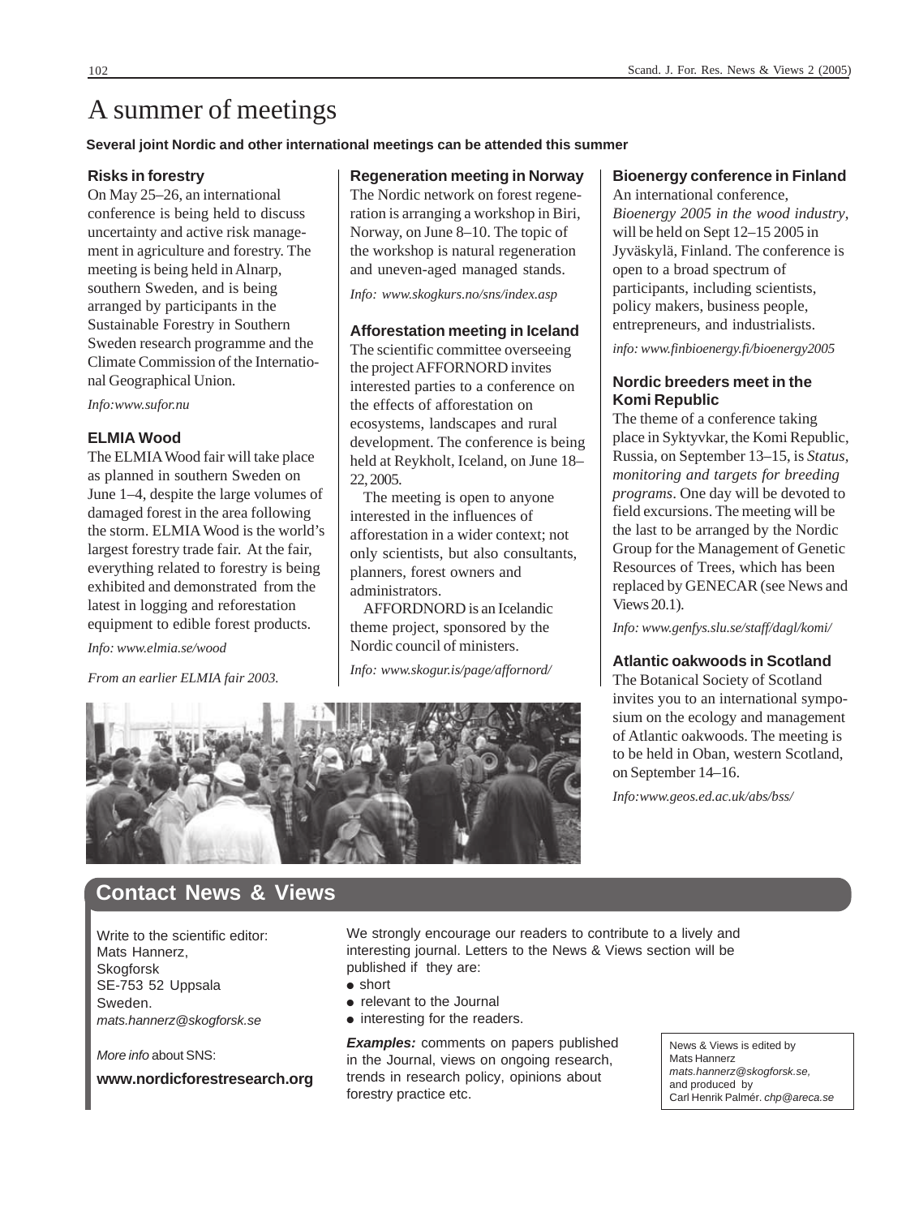# A summer of meetings

**Several joint Nordic and other international meetings can be attended this summer**

### Risks in forestry

On May 25–26, an international conference is being held to discuss uncertainty and active risk management in agriculture and forestry. The meeting is being held in Alnarp, southern Sweden, and is being arranged by participants in the Sustainable Forestry in Southern Sweden research programme and the Climate Commission of the International Geographical Union.

*Info:www.sufor.nu*

### ELMIA Wood

The ELMIA Wood fair will take place as planned in southern Sweden on June 1–4, despite the large volumes of damaged forest in the area following the storm. ELMIA Wood is the world's largest forestry trade fair. At the fair, everything related to forestry is being exhibited and demonstrated from the latest in logging and reforestation equipment to edible forest products.

*Info: www.elmia.se/wood*

*From an earlier ELMIA fair 2003.*

### Regeneration meeting in Norway

The Nordic network on forest regeneration is arranging a workshop in Biri, Norway, on June 8–10. The topic of the workshop is natural regeneration and uneven-aged managed stands.

*Info: www.skogkurs.no/sns/index.asp*

### Afforestation meeting in Iceland

The scientific committee overseeing the project AFFORNORD invites interested parties to a conference on the effects of afforestation on ecosystems, landscapes and rural development. The conference is being held at Reykholt, Iceland, on June 18–22, 2005.

The meeting is open to anyone interested in the influences of afforestation in a wider context; not only scientists, but also consultants, planners, forest owners and administrators.

AFFORDNORD is an Icelandic theme project, sponsored by the Nordic council of ministers.

*Info: www.skogur.is/page/affornord/*

### Bioenergy conference in Finland

An international conference, *Bioenergy 2005 in the wood industry*, will be held on Sept 12–15 2005 in Jyväskylä, Finland. The conference is open to a broad spectrum of participants, including scientists, policy makers, business people, entrepreneurs, and industrialists.

*info: www.finbioenergy.fi/bioenergy2005*

### Nordic breeders meet in the Komi Republic

The theme of a conference taking place in Syktyvkar, the Komi Republic, Russia, on September 13–15, is *Status, monitoring and targets for breeding programs*. One day will be devoted to field excursions. The meeting will be the last to be arranged by the Nordic Group for the Management of Genetic Resources of Trees, which has been replaced by GENECAR (see News and Views 20.1).

*Info: www.genfys.slu.se/staff/dagl/komi/*

### Atlantic oakwoods in Scotland

The Botanical Society of Scotland invites you to an international symposium on the ecology and management of Atlantic oakwoods. The meeting is to be held in Oban, western Scotland, on September 14–16.

*Info:www.geos.ed.ac.uk/abs/bss/*

## Contact News & Views

Write to the scientific editor:
Mats Hannerz,
Skogforsk
SE-753 52 Uppsala
Sweden.
*mats.hannerz@skogforsk.se*

*More info* about SNS:

**www.nordicforestresearch.org**

We strongly encourage our readers to contribute to a lively and interesting journal. Letters to the News & Views section will be published if they are:

- short
- relevant to the Journal
- interesting for the readers.

***Examples:*** comments on papers published in the Journal, views on ongoing research, trends in research policy, opinions about forestry practice etc.

News & Views is edited by Mats Hannerz *mats.hannerz@skogforsk.se,* and produced by Carl Henrik Palmér. *chp@areca.se*